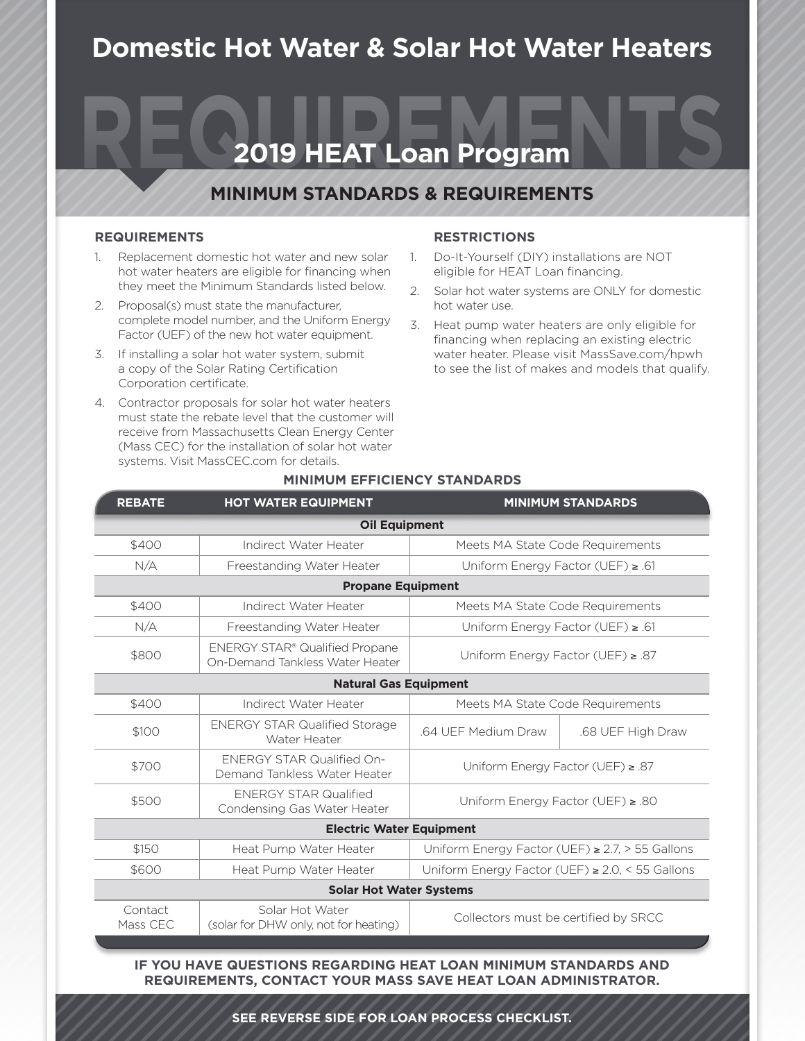# Domestic Hot Water & Solar Hot Water Heaters

REQUIREMENTS

## 2019 HEAT Loan Program

### MINIMUM STANDARDS & REQUIREMENTS

#### REQUIREMENTS

1. Replacement domestic hot water and new solar hot water heaters are eligible for financing when they meet the Minimum Standards listed below.
2. Proposal(s) must state the manufacturer, complete model number, and the Uniform Energy Factor (UEF) of the new hot water equipment.
3. If installing a solar hot water system, submit a copy of the Solar Rating Certification Corporation certificate.
4. Contractor proposals for solar hot water heaters must state the rebate level that the customer will receive from Massachusetts Clean Energy Center (Mass CEC) for the installation of solar hot water systems. Visit MassCEC.com for details.

#### RESTRICTIONS

1. Do-It-Yourself (DIY) installations are NOT eligible for HEAT Loan financing.
2. Solar hot water systems are ONLY for domestic hot water use.
3. Heat pump water heaters are only eligible for financing when replacing an existing electric water heater. Please visit MassSave.com/hpwh to see the list of makes and models that qualify.

#### MINIMUM EFFICIENCY STANDARDS

| REBATE | HOT WATER EQUIPMENT | MINIMUM STANDARDS | |
|---|---|---|---|
| **Oil Equipment** | | | |
| $400 | Indirect Water Heater | Meets MA State Code Requirements | |
| N/A | Freestanding Water Heater | Uniform Energy Factor (UEF) ≥ .61 | |
| **Propane Equipment** | | | |
| $400 | Indirect Water Heater | Meets MA State Code Requirements | |
| N/A | Freestanding Water Heater | Uniform Energy Factor (UEF) ≥ .61 | |
| $800 | ENERGY STAR® Qualified Propane On-Demand Tankless Water Heater | Uniform Energy Factor (UEF) ≥ .87 | |
| **Natural Gas Equipment** | | | |
| $400 | Indirect Water Heater | Meets MA State Code Requirements | |
| $100 | ENERGY STAR Qualified Storage Water Heater | .64 UEF Medium Draw | .68 UEF High Draw |
| $700 | ENERGY STAR Qualified On-Demand Tankless Water Heater | Uniform Energy Factor (UEF) ≥ .87 | |
| $500 | ENERGY STAR Qualified Condensing Gas Water Heater | Uniform Energy Factor (UEF) ≥ .80 | |
| **Electric Water Equipment** | | | |
| $150 | Heat Pump Water Heater | Uniform Energy Factor (UEF) ≥ 2.7, > 55 Gallons | |
| $600 | Heat Pump Water Heater | Uniform Energy Factor (UEF) ≥ 2.0, < 55 Gallons | |
| **Solar Hot Water Systems** | | | |
| Contact Mass CEC | Solar Hot Water (solar for DHW only, not for heating) | Collectors must be certified by SRCC | |

**IF YOU HAVE QUESTIONS REGARDING HEAT LOAN MINIMUM STANDARDS AND REQUIREMENTS, CONTACT YOUR MASS SAVE HEAT LOAN ADMINISTRATOR.**

**SEE REVERSE SIDE FOR LOAN PROCESS CHECKLIST.**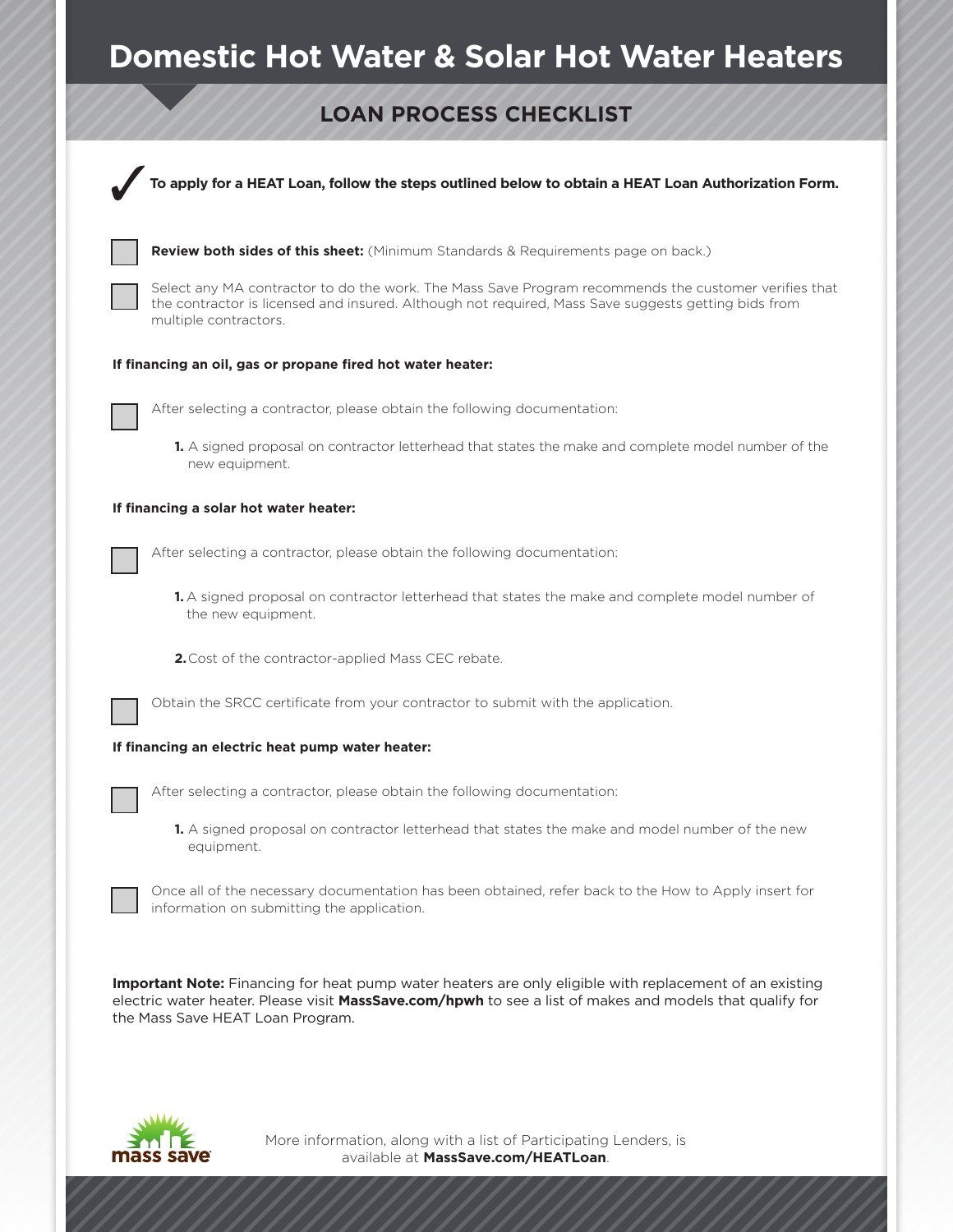# Domestic Hot Water & Solar Hot Water Heaters

## LOAN PROCESS CHECKLIST

✓ **To apply for a HEAT Loan, follow the steps outlined below to obtain a HEAT Loan Authorization Form.**

- [ ] **Review both sides of this sheet:** (Minimum Standards & Requirements page on back.)
- [ ] Select any MA contractor to do the work. The Mass Save Program recommends the customer verifies that the contractor is licensed and insured. Although not required, Mass Save suggests getting bids from multiple contractors.

**If financing an oil, gas or propane fired hot water heater:**

- [ ] After selecting a contractor, please obtain the following documentation:
  1. A signed proposal on contractor letterhead that states the make and complete model number of the new equipment.

**If financing a solar hot water heater:**

- [ ] After selecting a contractor, please obtain the following documentation:
  1. A signed proposal on contractor letterhead that states the make and complete model number of the new equipment.
  2. Cost of the contractor-applied Mass CEC rebate.
- [ ] Obtain the SRCC certificate from your contractor to submit with the application.

**If financing an electric heat pump water heater:**

- [ ] After selecting a contractor, please obtain the following documentation:
  1. A signed proposal on contractor letterhead that states the make and model number of the new equipment.
- [ ] Once all of the necessary documentation has been obtained, refer back to the How to Apply insert for information on submitting the application.

**Important Note:** Financing for heat pump water heaters are only eligible with replacement of an existing electric water heater. Please visit **MassSave.com/hpwh** to see a list of makes and models that qualify for the Mass Save HEAT Loan Program.

mass save

More information, along with a list of Participating Lenders, is available at **MassSave.com/HEATLoan**.